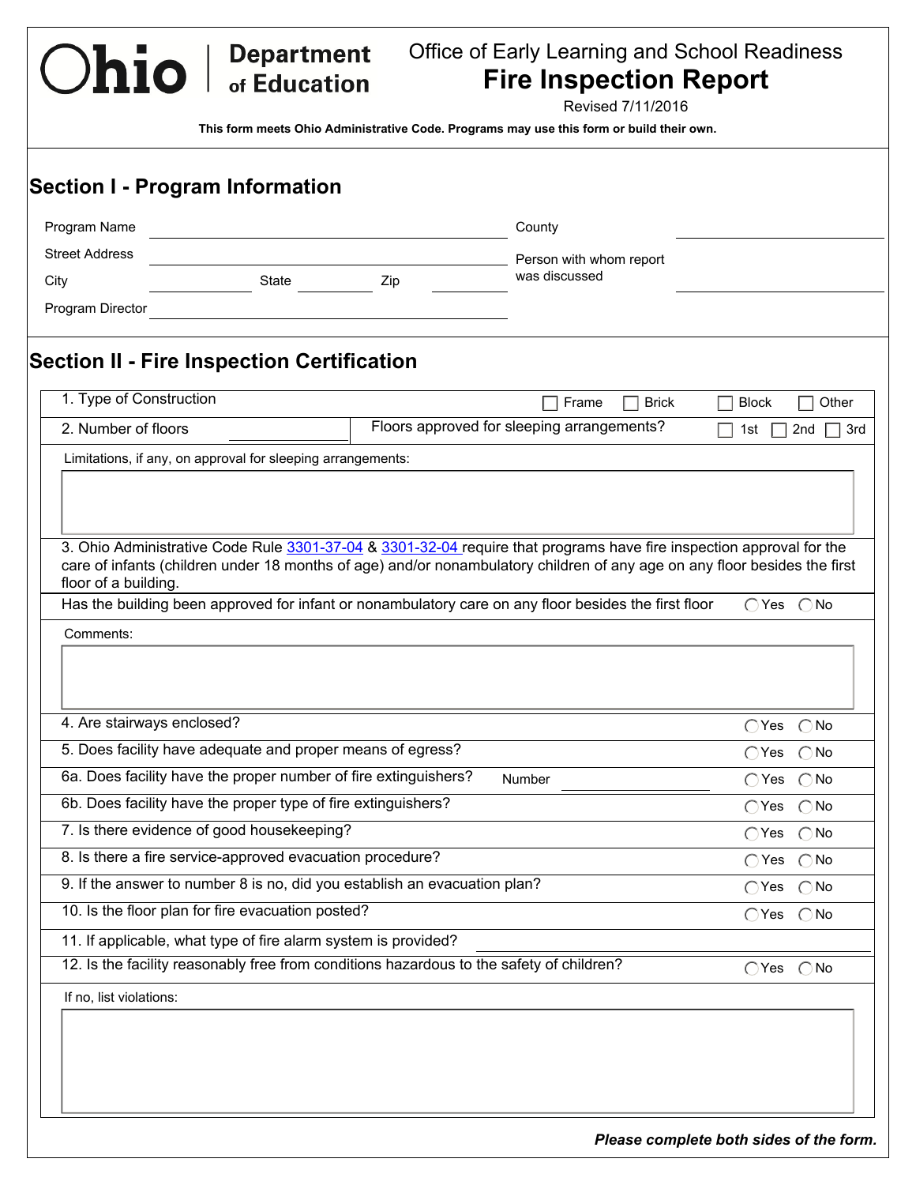Ohio | Department of Education

Office of Early Learning and School Readiness

# Fire Inspection Report

Revised 7/11/2016

**This form meets Ohio Administrative Code. Programs may use this form or build their own.**

## Section I - Program Information

Program Name ______________________

Street Address ______________________

City __________ State __________ Zip __________

Program Director ______________________

County ______________________

Person with whom report was discussed ______________________

## Section II - Fire Inspection Certification

| | |
|---|---|
| 1. Type of Construction | ☐ Frame ☐ Brick ☐ Block ☐ Other |
| 2. Number of floors ________ | Floors approved for sleeping arrangements? ☐ 1st ☐ 2nd ☐ 3rd |

Limitations, if any, on approval for sleeping arrangements:

3. Ohio Administrative Code Rule 3301-37-04 & 3301-32-04 require that programs have fire inspection approval for the care of infants (children under 18 months of age) and/or nonambulatory children of any age on any floor besides the first floor of a building.

| | |
|---|---|
| Has the building been approved for infant or nonambulatory care on any floor besides the first floor | ◯ Yes ◯ No |

Comments:

| | |
|---|---|
| 4. Are stairways enclosed? | ◯ Yes ◯ No |
| 5. Does facility have adequate and proper means of egress? | ◯ Yes ◯ No |
| 6a. Does facility have the proper number of fire extinguishers? Number ________ | ◯ Yes ◯ No |
| 6b. Does facility have the proper type of fire extinguishers? | ◯ Yes ◯ No |
| 7. Is there evidence of good housekeeping? | ◯ Yes ◯ No |
| 8. Is there a fire service-approved evacuation procedure? | ◯ Yes ◯ No |
| 9. If the answer to number 8 is no, did you establish an evacuation plan? | ◯ Yes ◯ No |
| 10. Is the floor plan for fire evacuation posted? | ◯ Yes ◯ No |
| 11. If applicable, what type of fire alarm system is provided? ________ | |
| 12. Is the facility reasonably free from conditions hazardous to the safety of children? | ◯ Yes ◯ No |

If no, list violations:

***Please complete both sides of the form.***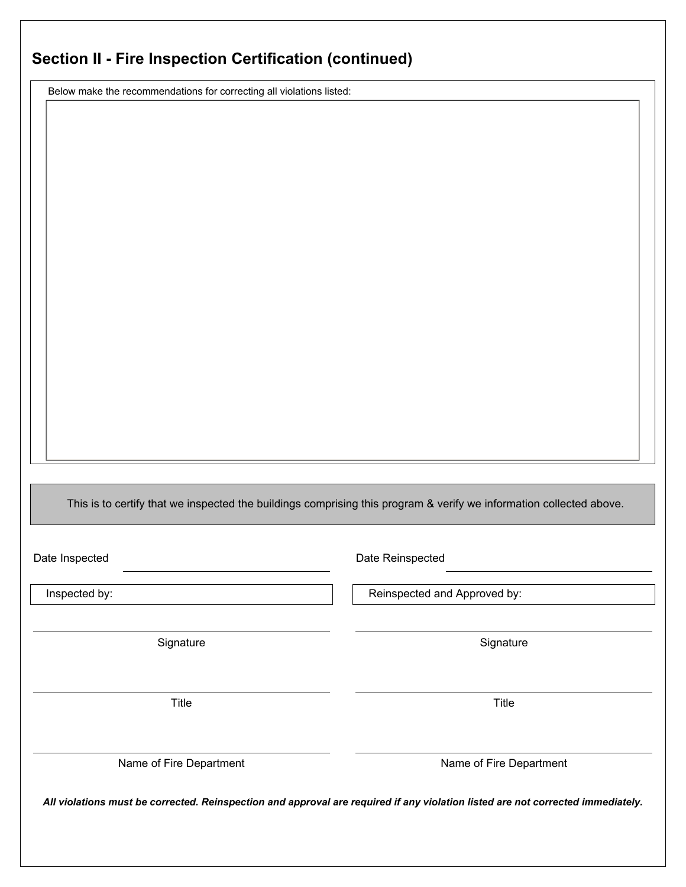## Section II - Fire Inspection Certification (continued)

Below make the recommendations for correcting all violations listed:

This is to certify that we inspected the buildings comprising this program & verify we information collected above.

Date Inspected ____________________

Date Reinspected ____________________

Inspected by:

____________________
Signature

____________________
Title

____________________
Name of Fire Department

Reinspected and Approved by:

____________________
Signature

____________________
Title

____________________
Name of Fire Department

***All violations must be corrected. Reinspection and approval are required if any violation listed are not corrected immediately.***